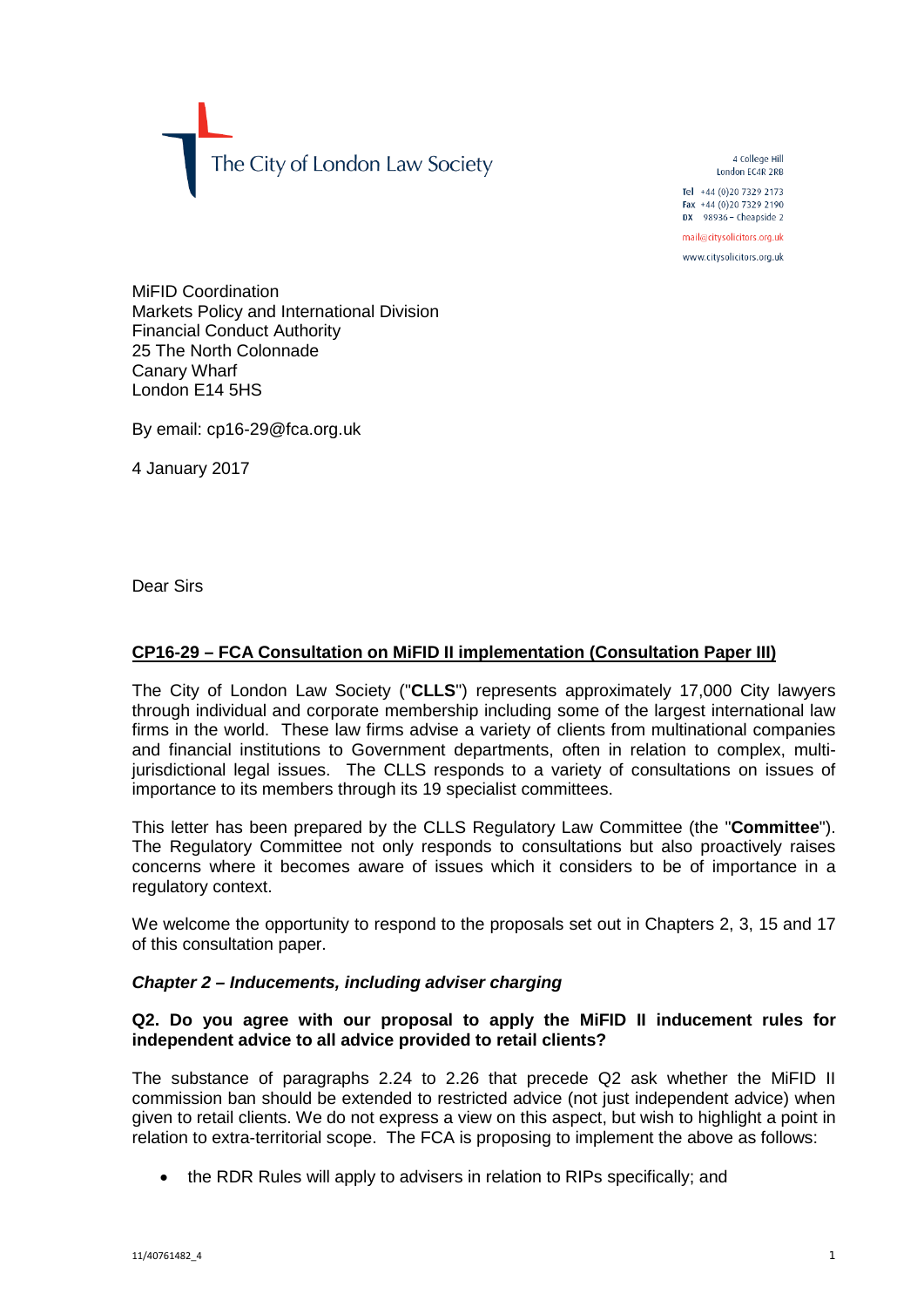The City of London Law Society

4 College Hill
London EC4R 2RB

Tel +44 (0)20 7329 2173
Fax +44 (0)20 7329 2190
DX 98936 – Cheapside 2

mail@citysolicitors.org.uk
www.citysolicitors.org.uk

MiFID Coordination
Markets Policy and International Division
Financial Conduct Authority
25 The North Colonnade
Canary Wharf
London E14 5HS

By email: cp16-29@fca.org.uk

4 January 2017

Dear Sirs

**CP16-29 – FCA Consultation on MiFID II implementation (Consultation Paper III)**

The City of London Law Society ("**CLLS**") represents approximately 17,000 City lawyers through individual and corporate membership including some of the largest international law firms in the world. These law firms advise a variety of clients from multinational companies and financial institutions to Government departments, often in relation to complex, multi-jurisdictional legal issues. The CLLS responds to a variety of consultations on issues of importance to its members through its 19 specialist committees.

This letter has been prepared by the CLLS Regulatory Law Committee (the "**Committee**"). The Regulatory Committee not only responds to consultations but also proactively raises concerns where it becomes aware of issues which it considers to be of importance in a regulatory context.

We welcome the opportunity to respond to the proposals set out in Chapters 2, 3, 15 and 17 of this consultation paper.

***Chapter 2 – Inducements, including adviser charging***

**Q2. Do you agree with our proposal to apply the MiFID II inducement rules for independent advice to all advice provided to retail clients?**

The substance of paragraphs 2.24 to 2.26 that precede Q2 ask whether the MiFID II commission ban should be extended to restricted advice (not just independent advice) when given to retail clients. We do not express a view on this aspect, but wish to highlight a point in relation to extra-territorial scope. The FCA is proposing to implement the above as follows:

- the RDR Rules will apply to advisers in relation to RIPs specifically; and

11/40761482_4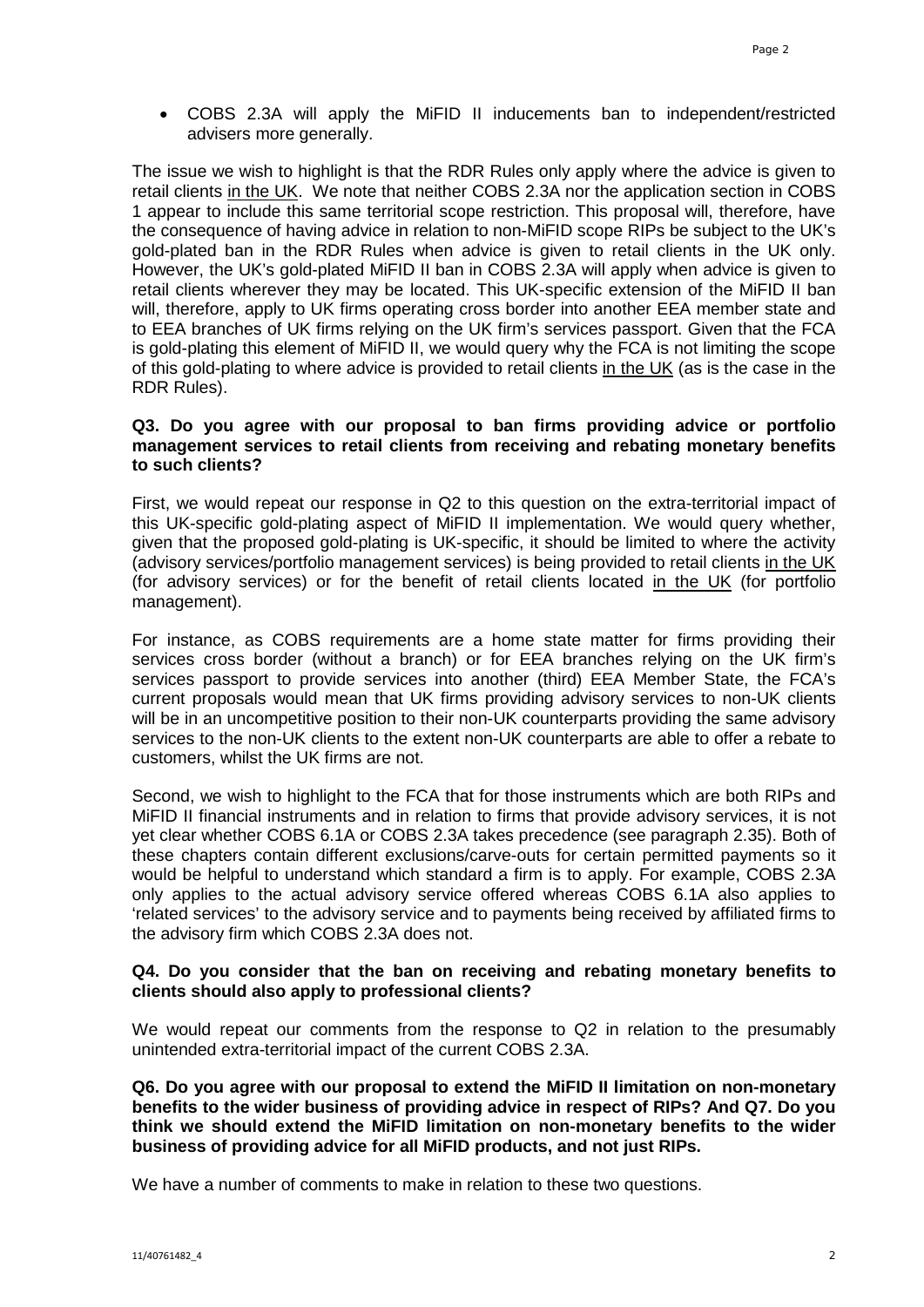- COBS 2.3A will apply the MiFID II inducements ban to independent/restricted advisers more generally.

The issue we wish to highlight is that the RDR Rules only apply where the advice is given to retail clients in the UK. We note that neither COBS 2.3A nor the application section in COBS 1 appear to include this same territorial scope restriction. This proposal will, therefore, have the consequence of having advice in relation to non-MiFID scope RIPs be subject to the UK's gold-plated ban in the RDR Rules when advice is given to retail clients in the UK only. However, the UK's gold-plated MiFID II ban in COBS 2.3A will apply when advice is given to retail clients wherever they may be located. This UK-specific extension of the MiFID II ban will, therefore, apply to UK firms operating cross border into another EEA member state and to EEA branches of UK firms relying on the UK firm's services passport. Given that the FCA is gold-plating this element of MiFID II, we would query why the FCA is not limiting the scope of this gold-plating to where advice is provided to retail clients in the UK (as is the case in the RDR Rules).

**Q3. Do you agree with our proposal to ban firms providing advice or portfolio management services to retail clients from receiving and rebating monetary benefits to such clients?**

First, we would repeat our response in Q2 to this question on the extra-territorial impact of this UK-specific gold-plating aspect of MiFID II implementation. We would query whether, given that the proposed gold-plating is UK-specific, it should be limited to where the activity (advisory services/portfolio management services) is being provided to retail clients in the UK (for advisory services) or for the benefit of retail clients located in the UK (for portfolio management).

For instance, as COBS requirements are a home state matter for firms providing their services cross border (without a branch) or for EEA branches relying on the UK firm's services passport to provide services into another (third) EEA Member State, the FCA's current proposals would mean that UK firms providing advisory services to non-UK clients will be in an uncompetitive position to their non-UK counterparts providing the same advisory services to the non-UK clients to the extent non-UK counterparts are able to offer a rebate to customers, whilst the UK firms are not.

Second, we wish to highlight to the FCA that for those instruments which are both RIPs and MiFID II financial instruments and in relation to firms that provide advisory services, it is not yet clear whether COBS 6.1A or COBS 2.3A takes precedence (see paragraph 2.35). Both of these chapters contain different exclusions/carve-outs for certain permitted payments so it would be helpful to understand which standard a firm is to apply. For example, COBS 2.3A only applies to the actual advisory service offered whereas COBS 6.1A also applies to 'related services' to the advisory service and to payments being received by affiliated firms to the advisory firm which COBS 2.3A does not.

**Q4. Do you consider that the ban on receiving and rebating monetary benefits to clients should also apply to professional clients?**

We would repeat our comments from the response to Q2 in relation to the presumably unintended extra-territorial impact of the current COBS 2.3A.

**Q6. Do you agree with our proposal to extend the MiFID II limitation on non-monetary benefits to the wider business of providing advice in respect of RIPs? And Q7. Do you think we should extend the MiFID limitation on non-monetary benefits to the wider business of providing advice for all MiFID products, and not just RIPs.**

We have a number of comments to make in relation to these two questions.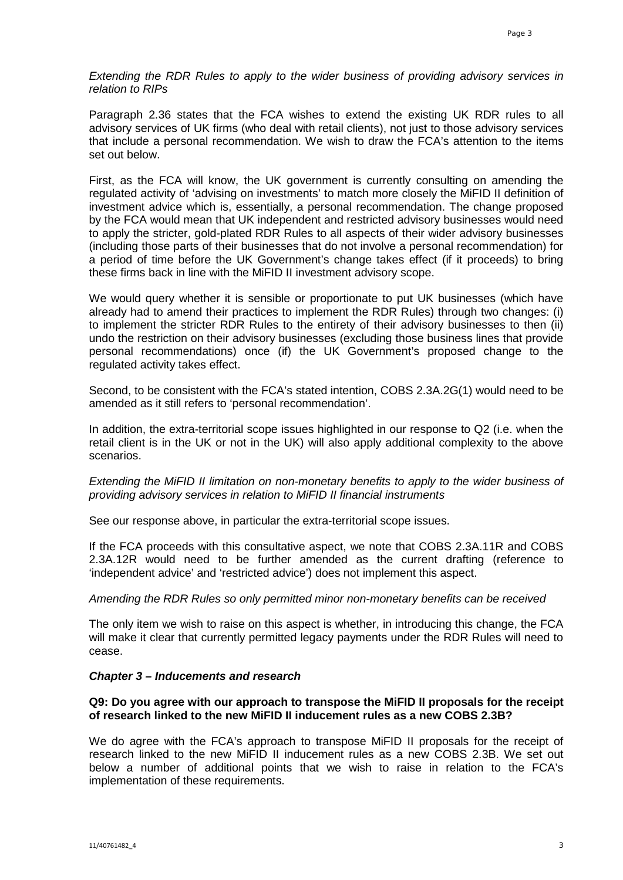*Extending the RDR Rules to apply to the wider business of providing advisory services in relation to RIPs*

Paragraph 2.36 states that the FCA wishes to extend the existing UK RDR rules to all advisory services of UK firms (who deal with retail clients), not just to those advisory services that include a personal recommendation. We wish to draw the FCA's attention to the items set out below.

First, as the FCA will know, the UK government is currently consulting on amending the regulated activity of 'advising on investments' to match more closely the MiFID II definition of investment advice which is, essentially, a personal recommendation. The change proposed by the FCA would mean that UK independent and restricted advisory businesses would need to apply the stricter, gold-plated RDR Rules to all aspects of their wider advisory businesses (including those parts of their businesses that do not involve a personal recommendation) for a period of time before the UK Government's change takes effect (if it proceeds) to bring these firms back in line with the MiFID II investment advisory scope.

We would query whether it is sensible or proportionate to put UK businesses (which have already had to amend their practices to implement the RDR Rules) through two changes: (i) to implement the stricter RDR Rules to the entirety of their advisory businesses to then (ii) undo the restriction on their advisory businesses (excluding those business lines that provide personal recommendations) once (if) the UK Government's proposed change to the regulated activity takes effect.

Second, to be consistent with the FCA's stated intention, COBS 2.3A.2G(1) would need to be amended as it still refers to 'personal recommendation'.

In addition, the extra-territorial scope issues highlighted in our response to Q2 (i.e. when the retail client is in the UK or not in the UK) will also apply additional complexity to the above scenarios.

*Extending the MiFID II limitation on non-monetary benefits to apply to the wider business of providing advisory services in relation to MiFID II financial instruments*

See our response above, in particular the extra-territorial scope issues.

If the FCA proceeds with this consultative aspect, we note that COBS 2.3A.11R and COBS 2.3A.12R would need to be further amended as the current drafting (reference to 'independent advice' and 'restricted advice') does not implement this aspect.

*Amending the RDR Rules so only permitted minor non-monetary benefits can be received*

The only item we wish to raise on this aspect is whether, in introducing this change, the FCA will make it clear that currently permitted legacy payments under the RDR Rules will need to cease.

***Chapter 3 – Inducements and research***

**Q9: Do you agree with our approach to transpose the MiFID II proposals for the receipt of research linked to the new MiFID II inducement rules as a new COBS 2.3B?**

We do agree with the FCA's approach to transpose MiFID II proposals for the receipt of research linked to the new MiFID II inducement rules as a new COBS 2.3B. We set out below a number of additional points that we wish to raise in relation to the FCA's implementation of these requirements.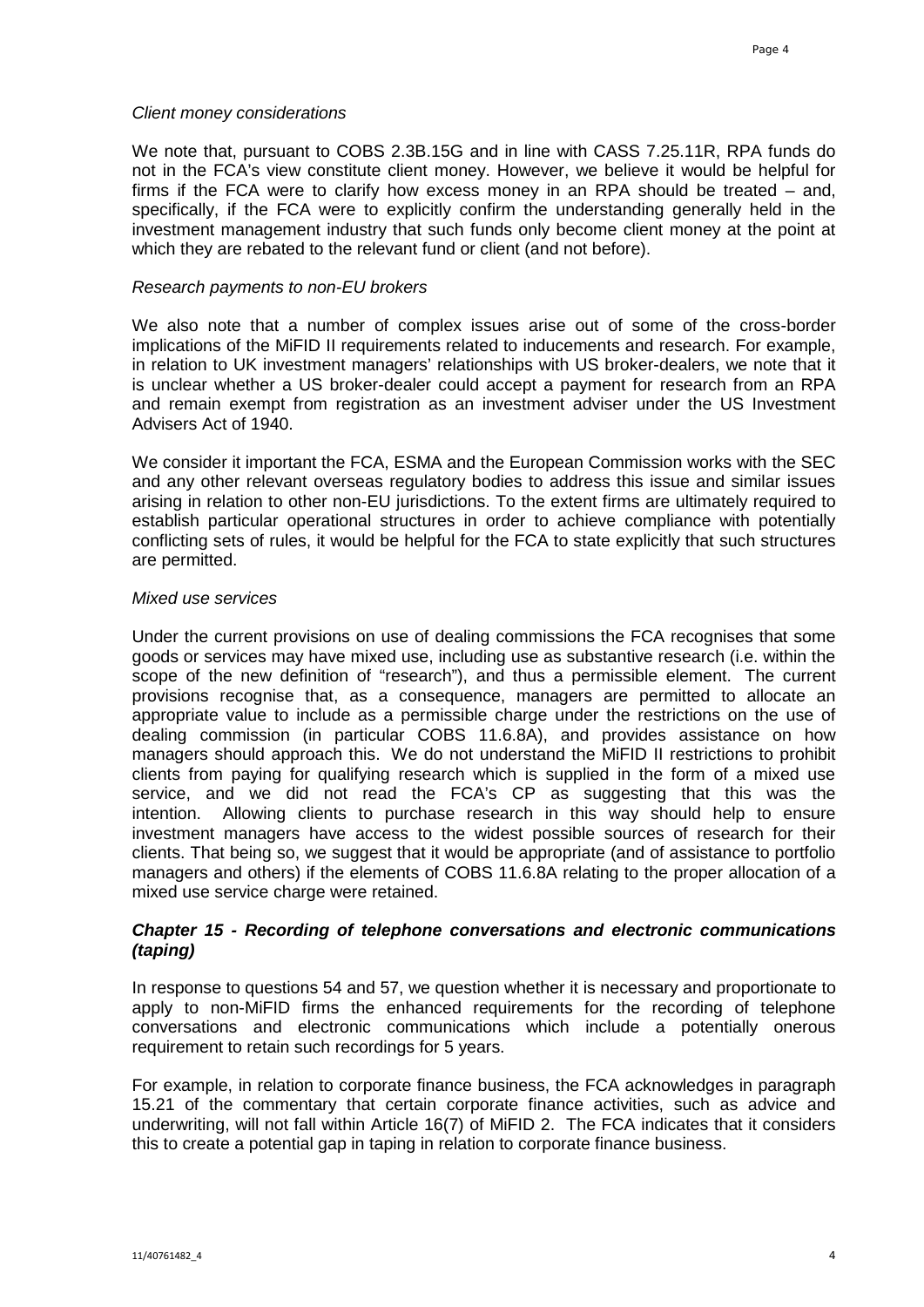*Client money considerations*

We note that, pursuant to COBS 2.3B.15G and in line with CASS 7.25.11R, RPA funds do not in the FCA's view constitute client money. However, we believe it would be helpful for firms if the FCA were to clarify how excess money in an RPA should be treated – and, specifically, if the FCA were to explicitly confirm the understanding generally held in the investment management industry that such funds only become client money at the point at which they are rebated to the relevant fund or client (and not before).

*Research payments to non-EU brokers*

We also note that a number of complex issues arise out of some of the cross-border implications of the MiFID II requirements related to inducements and research. For example, in relation to UK investment managers' relationships with US broker-dealers, we note that it is unclear whether a US broker-dealer could accept a payment for research from an RPA and remain exempt from registration as an investment adviser under the US Investment Advisers Act of 1940.

We consider it important the FCA, ESMA and the European Commission works with the SEC and any other relevant overseas regulatory bodies to address this issue and similar issues arising in relation to other non-EU jurisdictions. To the extent firms are ultimately required to establish particular operational structures in order to achieve compliance with potentially conflicting sets of rules, it would be helpful for the FCA to state explicitly that such structures are permitted.

*Mixed use services*

Under the current provisions on use of dealing commissions the FCA recognises that some goods or services may have mixed use, including use as substantive research (i.e. within the scope of the new definition of "research"), and thus a permissible element. The current provisions recognise that, as a consequence, managers are permitted to allocate an appropriate value to include as a permissible charge under the restrictions on the use of dealing commission (in particular COBS 11.6.8A), and provides assistance on how managers should approach this. We do not understand the MiFID II restrictions to prohibit clients from paying for qualifying research which is supplied in the form of a mixed use service, and we did not read the FCA's CP as suggesting that this was the intention. Allowing clients to purchase research in this way should help to ensure investment managers have access to the widest possible sources of research for their clients. That being so, we suggest that it would be appropriate (and of assistance to portfolio managers and others) if the elements of COBS 11.6.8A relating to the proper allocation of a mixed use service charge were retained.

### *Chapter 15 - Recording of telephone conversations and electronic communications (taping)*

In response to questions 54 and 57, we question whether it is necessary and proportionate to apply to non-MiFID firms the enhanced requirements for the recording of telephone conversations and electronic communications which include a potentially onerous requirement to retain such recordings for 5 years.

For example, in relation to corporate finance business, the FCA acknowledges in paragraph 15.21 of the commentary that certain corporate finance activities, such as advice and underwriting, will not fall within Article 16(7) of MiFID 2. The FCA indicates that it considers this to create a potential gap in taping in relation to corporate finance business.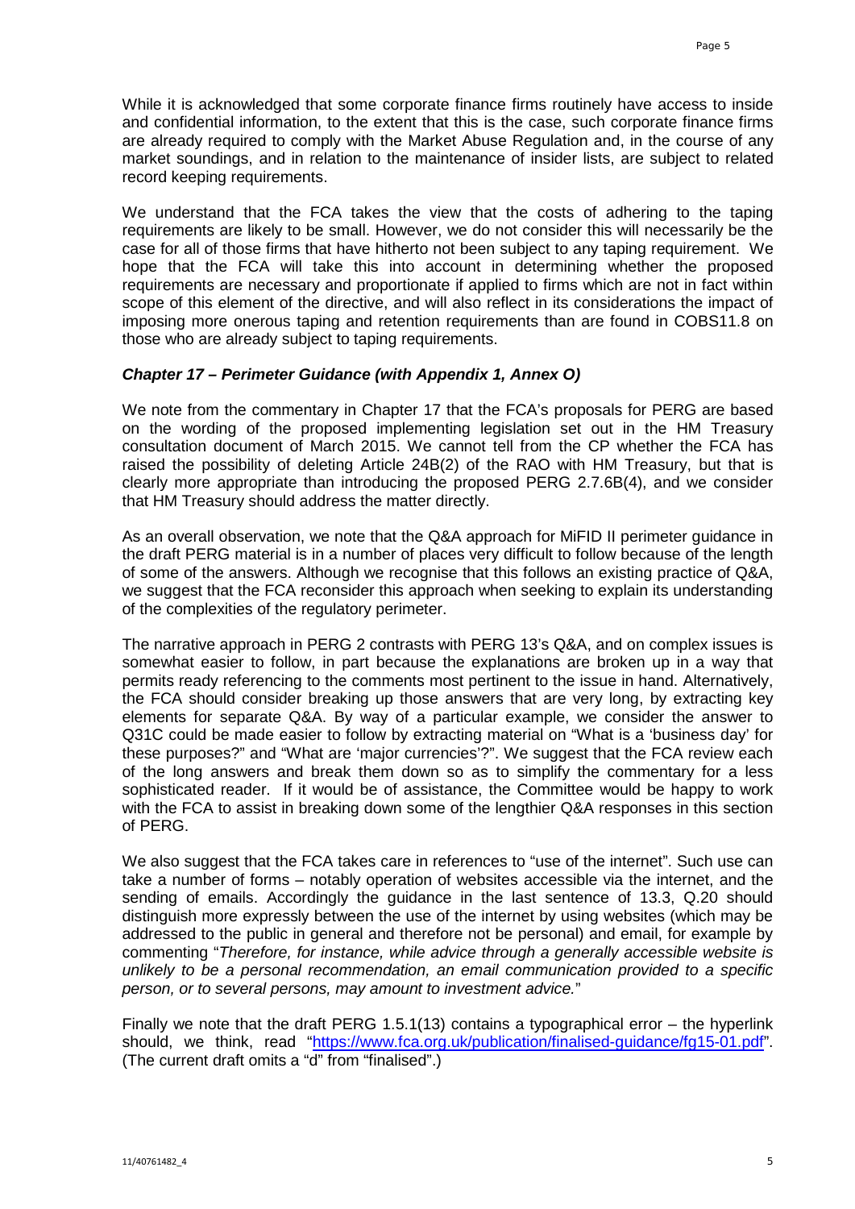While it is acknowledged that some corporate finance firms routinely have access to inside and confidential information, to the extent that this is the case, such corporate finance firms are already required to comply with the Market Abuse Regulation and, in the course of any market soundings, and in relation to the maintenance of insider lists, are subject to related record keeping requirements.

We understand that the FCA takes the view that the costs of adhering to the taping requirements are likely to be small. However, we do not consider this will necessarily be the case for all of those firms that have hitherto not been subject to any taping requirement. We hope that the FCA will take this into account in determining whether the proposed requirements are necessary and proportionate if applied to firms which are not in fact within scope of this element of the directive, and will also reflect in its considerations the impact of imposing more onerous taping and retention requirements than are found in COBS11.8 on those who are already subject to taping requirements.

### *Chapter 17 – Perimeter Guidance (with Appendix 1, Annex O)*

We note from the commentary in Chapter 17 that the FCA's proposals for PERG are based on the wording of the proposed implementing legislation set out in the HM Treasury consultation document of March 2015. We cannot tell from the CP whether the FCA has raised the possibility of deleting Article 24B(2) of the RAO with HM Treasury, but that is clearly more appropriate than introducing the proposed PERG 2.7.6B(4), and we consider that HM Treasury should address the matter directly.

As an overall observation, we note that the Q&A approach for MiFID II perimeter guidance in the draft PERG material is in a number of places very difficult to follow because of the length of some of the answers. Although we recognise that this follows an existing practice of Q&A, we suggest that the FCA reconsider this approach when seeking to explain its understanding of the complexities of the regulatory perimeter.

The narrative approach in PERG 2 contrasts with PERG 13's Q&A, and on complex issues is somewhat easier to follow, in part because the explanations are broken up in a way that permits ready referencing to the comments most pertinent to the issue in hand. Alternatively, the FCA should consider breaking up those answers that are very long, by extracting key elements for separate Q&A. By way of a particular example, we consider the answer to Q31C could be made easier to follow by extracting material on "What is a 'business day' for these purposes?" and "What are 'major currencies'?". We suggest that the FCA review each of the long answers and break them down so as to simplify the commentary for a less sophisticated reader. If it would be of assistance, the Committee would be happy to work with the FCA to assist in breaking down some of the lengthier Q&A responses in this section of PERG.

We also suggest that the FCA takes care in references to "use of the internet". Such use can take a number of forms – notably operation of websites accessible via the internet, and the sending of emails. Accordingly the guidance in the last sentence of 13.3, Q.20 should distinguish more expressly between the use of the internet by using websites (which may be addressed to the public in general and therefore not be personal) and email, for example by commenting "*Therefore, for instance, while advice through a generally accessible website is unlikely to be a personal recommendation, an email communication provided to a specific person, or to several persons, may amount to investment advice.*"

Finally we note that the draft PERG 1.5.1(13) contains a typographical error – the hyperlink should, we think, read "https://www.fca.org.uk/publication/finalised-guidance/fg15-01.pdf". (The current draft omits a "d" from "finalised".)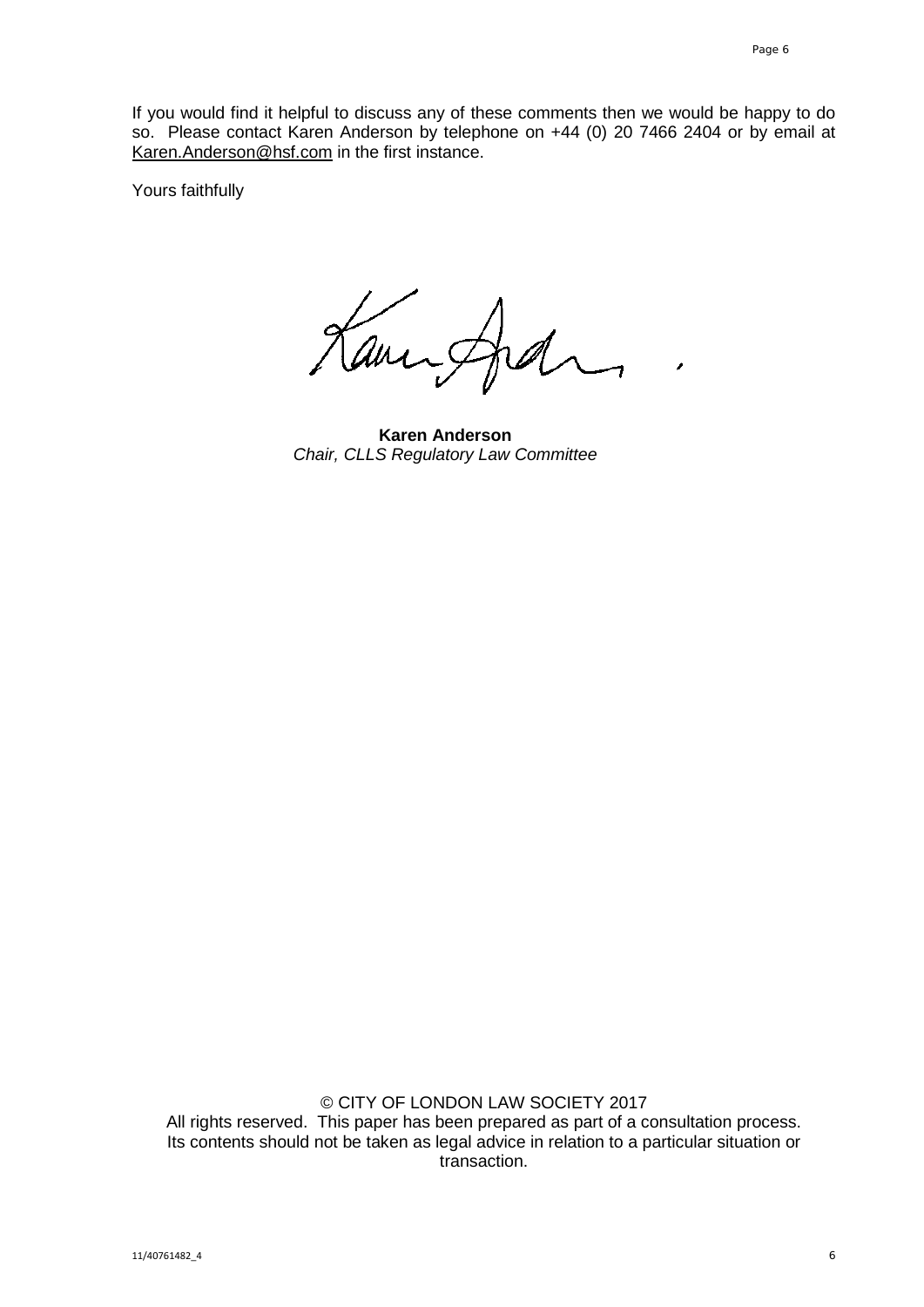If you would find it helpful to discuss any of these comments then we would be happy to do so. Please contact Karen Anderson by telephone on +44 (0) 20 7466 2404 or by email at Karen.Anderson@hsf.com in the first instance.

Yours faithfully

**Karen Anderson**
*Chair, CLLS Regulatory Law Committee*

© CITY OF LONDON LAW SOCIETY 2017
All rights reserved. This paper has been prepared as part of a consultation process. Its contents should not be taken as legal advice in relation to a particular situation or transaction.

11/40761482_4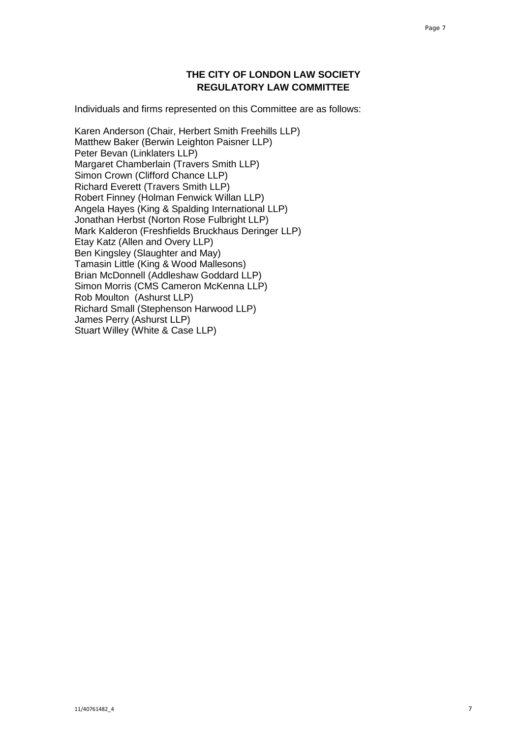**THE CITY OF LONDON LAW SOCIETY**
**REGULATORY LAW COMMITTEE**

Individuals and firms represented on this Committee are as follows:

Karen Anderson (Chair, Herbert Smith Freehills LLP)
Matthew Baker (Berwin Leighton Paisner LLP)
Peter Bevan (Linklaters LLP)
Margaret Chamberlain (Travers Smith LLP)
Simon Crown (Clifford Chance LLP)
Richard Everett (Travers Smith LLP)
Robert Finney (Holman Fenwick Willan LLP)
Angela Hayes (King & Spalding International LLP)
Jonathan Herbst (Norton Rose Fulbright LLP)
Mark Kalderon (Freshfields Bruckhaus Deringer LLP)
Etay Katz (Allen and Overy LLP)
Ben Kingsley (Slaughter and May)
Tamasin Little (King & Wood Mallesons)
Brian McDonnell (Addleshaw Goddard LLP)
Simon Morris (CMS Cameron McKenna LLP)
Rob Moulton (Ashurst LLP)
Richard Small (Stephenson Harwood LLP)
James Perry (Ashurst LLP)
Stuart Willey (White & Case LLP)